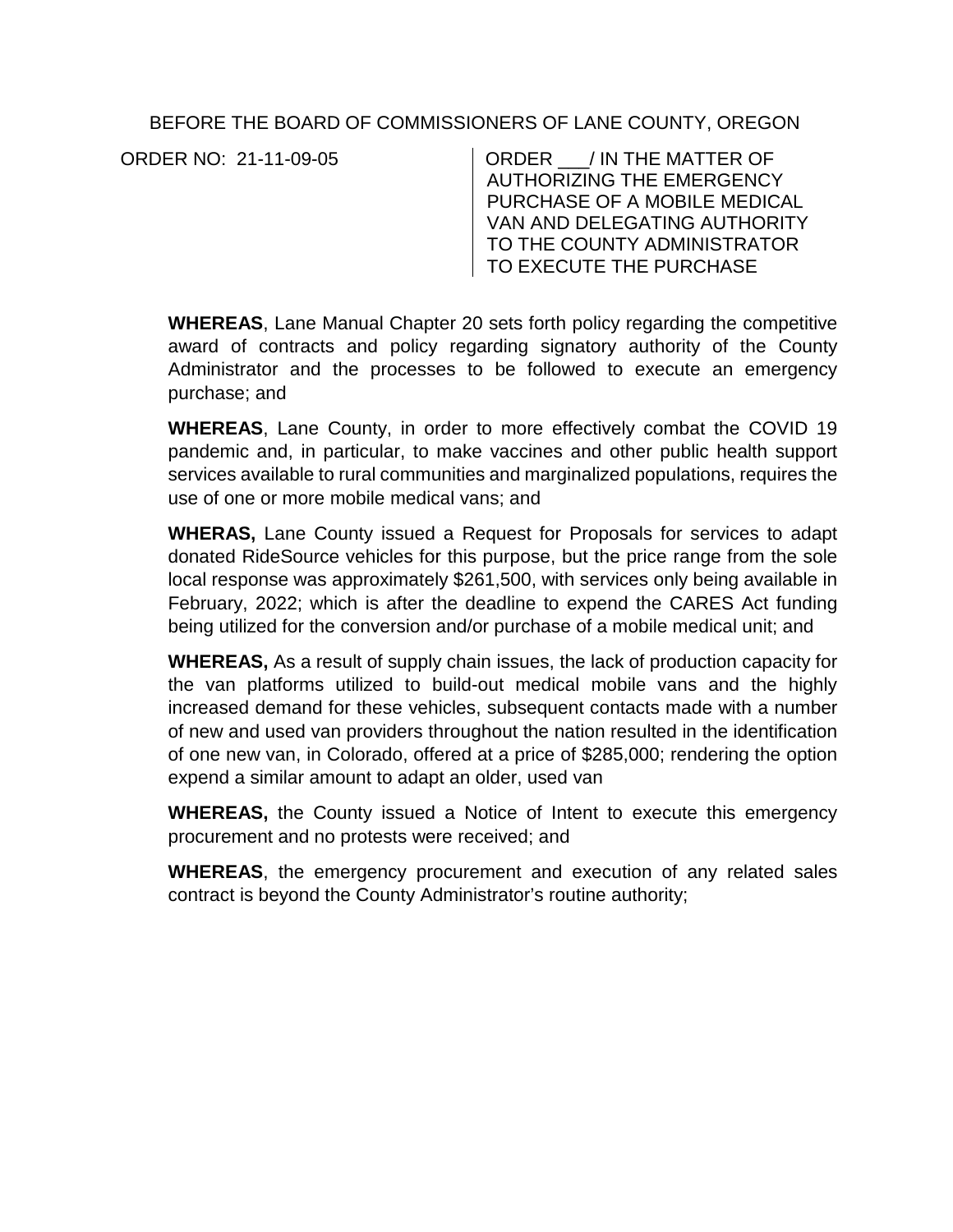BEFORE THE BOARD OF COMMISSIONERS OF LANE COUNTY, OREGON

ORDER NO: 21-11-09-05

ORDER ___/ IN THE MATTER OF AUTHORIZING THE EMERGENCY PURCHASE OF A MOBILE MEDICAL VAN AND DELEGATING AUTHORITY TO THE COUNTY ADMINISTRATOR TO EXECUTE THE PURCHASE

**WHEREAS**, Lane Manual Chapter 20 sets forth policy regarding the competitive award of contracts and policy regarding signatory authority of the County Administrator and the processes to be followed to execute an emergency purchase; and

**WHEREAS**, Lane County, in order to more effectively combat the COVID 19 pandemic and, in particular, to make vaccines and other public health support services available to rural communities and marginalized populations, requires the use of one or more mobile medical vans; and

**WHERAS,** Lane County issued a Request for Proposals for services to adapt donated RideSource vehicles for this purpose, but the price range from the sole local response was approximately $261,500, with services only being available in February, 2022; which is after the deadline to expend the CARES Act funding being utilized for the conversion and/or purchase of a mobile medical unit; and

**WHEREAS,** As a result of supply chain issues, the lack of production capacity for the van platforms utilized to build-out medical mobile vans and the highly increased demand for these vehicles, subsequent contacts made with a number of new and used van providers throughout the nation resulted in the identification of one new van, in Colorado, offered at a price of $285,000; rendering the option expend a similar amount to adapt an older, used van

**WHEREAS,** the County issued a Notice of Intent to execute this emergency procurement and no protests were received; and

**WHEREAS**, the emergency procurement and execution of any related sales contract is beyond the County Administrator's routine authority;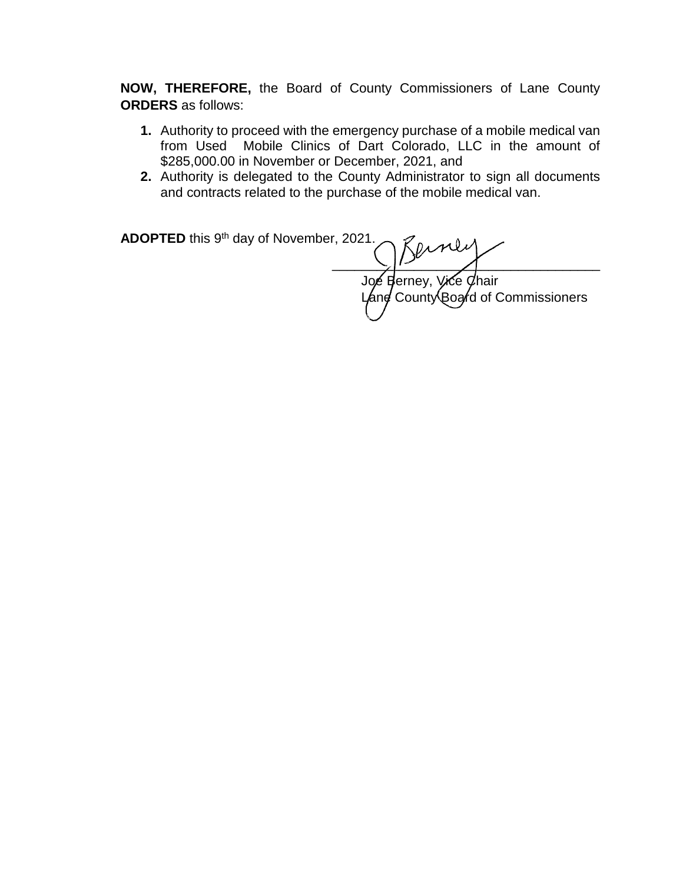**NOW, THEREFORE,** the Board of County Commissioners of Lane County **ORDERS** as follows:

1. Authority to proceed with the emergency purchase of a mobile medical van from Used Mobile Clinics of Dart Colorado, LLC in the amount of $285,000.00 in November or December, 2021, and
2. Authority is delegated to the County Administrator to sign all documents and contracts related to the purchase of the mobile medical van.

**ADOPTED** this 9th day of November, 2021.

\_\_\_\_\_\_\_\_\_\_\_\_\_\_\_\_\_\_\_\_\_\_\_\_\_\_\_\_\_\_\_\_\_\_\_\_\_\_

Joe Berney, Vice Chair
Lane County Board of Commissioners